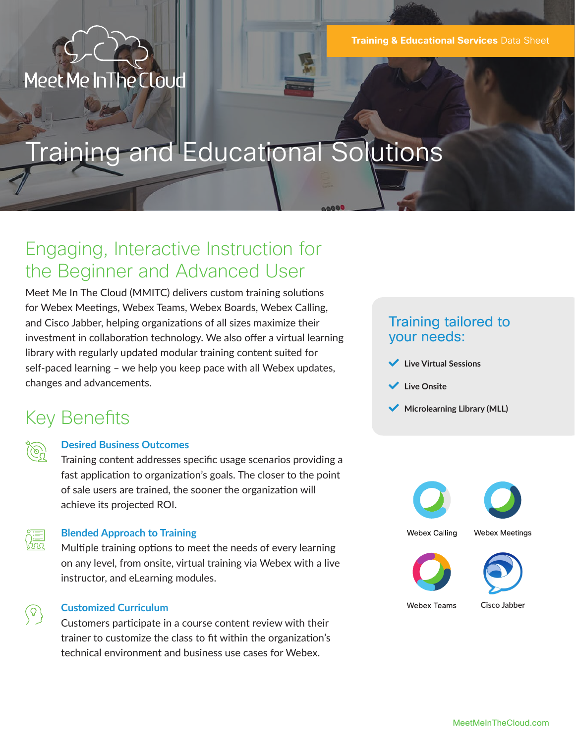Meet Me In The Cloud

**Training & Educational Services** Data Sheet

# Training and Educational Solutions

## Engaging, Interactive Instruction for the Beginner and Advanced User

Meet Me In The Cloud (MMITC) delivers custom training solutions for Webex Meetings, Webex Teams, Webex Boards, Webex Calling, and Cisco Jabber, helping organizations of all sizes maximize their investment in collaboration technology. We also offer a virtual learning library with regularly updated modular training content suited for self-paced learning – we help you keep pace with all Webex updates, changes and advancements.

## Key Benefits

### Desired Business Outcomes

Training content addresses specific usage scenarios providing a fast application to organization's goals. The closer to the point of sale users are trained, the sooner the organization will achieve its projected ROI.

### Blended Approach to Training

Multiple training options to meet the needs of every learning on any level, from onsite, virtual training via Webex with a live instructor, and eLearning modules.

### Customized Curriculum

Customers participate in a course content review with their trainer to customize the class to fit within the organization's technical environment and business use cases for Webex.

## Training tailored to your needs:

- **Live Virtual Sessions**
- **Live Onsite**
- **Microlearning Library (MLL)**

Webex Calling

Webex Meetings

Webex Teams

Cisco Jabber

MeetMeInTheCloud.com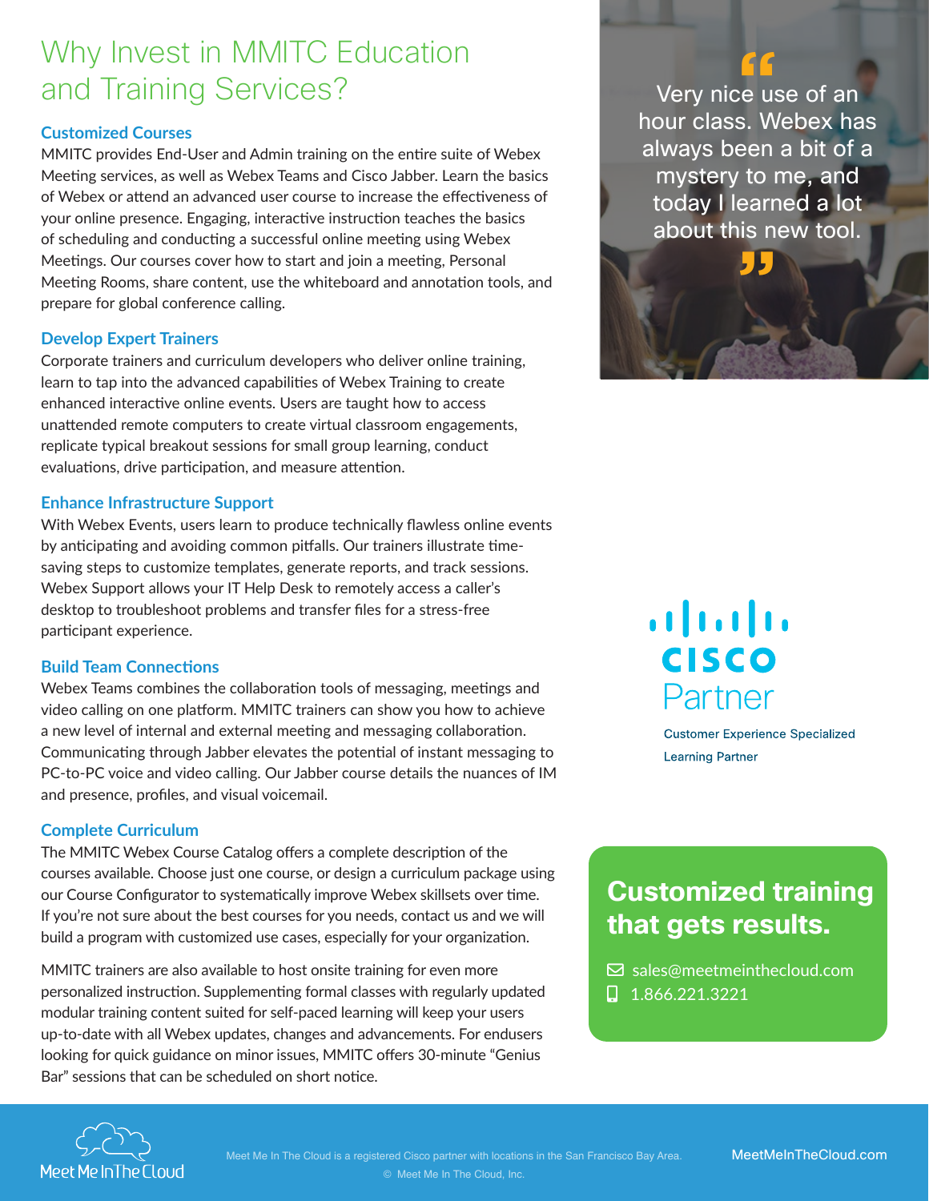# Why Invest in MMITC Education and Training Services?

### Customized Courses

MMITC provides End-User and Admin training on the entire suite of Webex Meeting services, as well as Webex Teams and Cisco Jabber. Learn the basics of Webex or attend an advanced user course to increase the effectiveness of your online presence. Engaging, interactive instruction teaches the basics of scheduling and conducting a successful online meeting using Webex Meetings. Our courses cover how to start and join a meeting, Personal Meeting Rooms, share content, use the whiteboard and annotation tools, and prepare for global conference calling.

### Develop Expert Trainers

Corporate trainers and curriculum developers who deliver online training, learn to tap into the advanced capabilities of Webex Training to create enhanced interactive online events. Users are taught how to access unattended remote computers to create virtual classroom engagements, replicate typical breakout sessions for small group learning, conduct evaluations, drive participation, and measure attention.

### Enhance Infrastructure Support

With Webex Events, users learn to produce technically flawless online events by anticipating and avoiding common pitfalls. Our trainers illustrate time-saving steps to customize templates, generate reports, and track sessions. Webex Support allows your IT Help Desk to remotely access a caller's desktop to troubleshoot problems and transfer files for a stress-free participant experience.

### Build Team Connections

Webex Teams combines the collaboration tools of messaging, meetings and video calling on one platform. MMITC trainers can show you how to achieve a new level of internal and external meeting and messaging collaboration. Communicating through Jabber elevates the potential of instant messaging to PC-to-PC voice and video calling. Our Jabber course details the nuances of IM and presence, profiles, and visual voicemail.

### Complete Curriculum

The MMITC Webex Course Catalog offers a complete description of the courses available. Choose just one course, or design a curriculum package using our Course Configurator to systematically improve Webex skillsets over time. If you're not sure about the best courses for you needs, contact us and we will build a program with customized use cases, especially for your organization.

MMITC trainers are also available to host onsite training for even more personalized instruction. Supplementing formal classes with regularly updated modular training content suited for self-paced learning will keep your users up-to-date with all Webex updates, changes and advancements. For endusers looking for quick guidance on minor issues, MMITC offers 30-minute "Genius Bar" sessions that can be scheduled on short notice.

> "Very nice use of an hour class. Webex has always been a bit of a mystery to me, and today I learned a lot about this new tool."

CISCO Partner

Customer Experience Specialized Learning Partner

## Customized training that gets results.

sales@meetmeinthecloud.com

1.866.221.3221

Meet Me In The Cloud

Meet Me In The Cloud is a registered Cisco partner with locations in the San Francisco Bay Area.

© Meet Me In The Cloud, Inc.

MeetMeInTheCloud.com